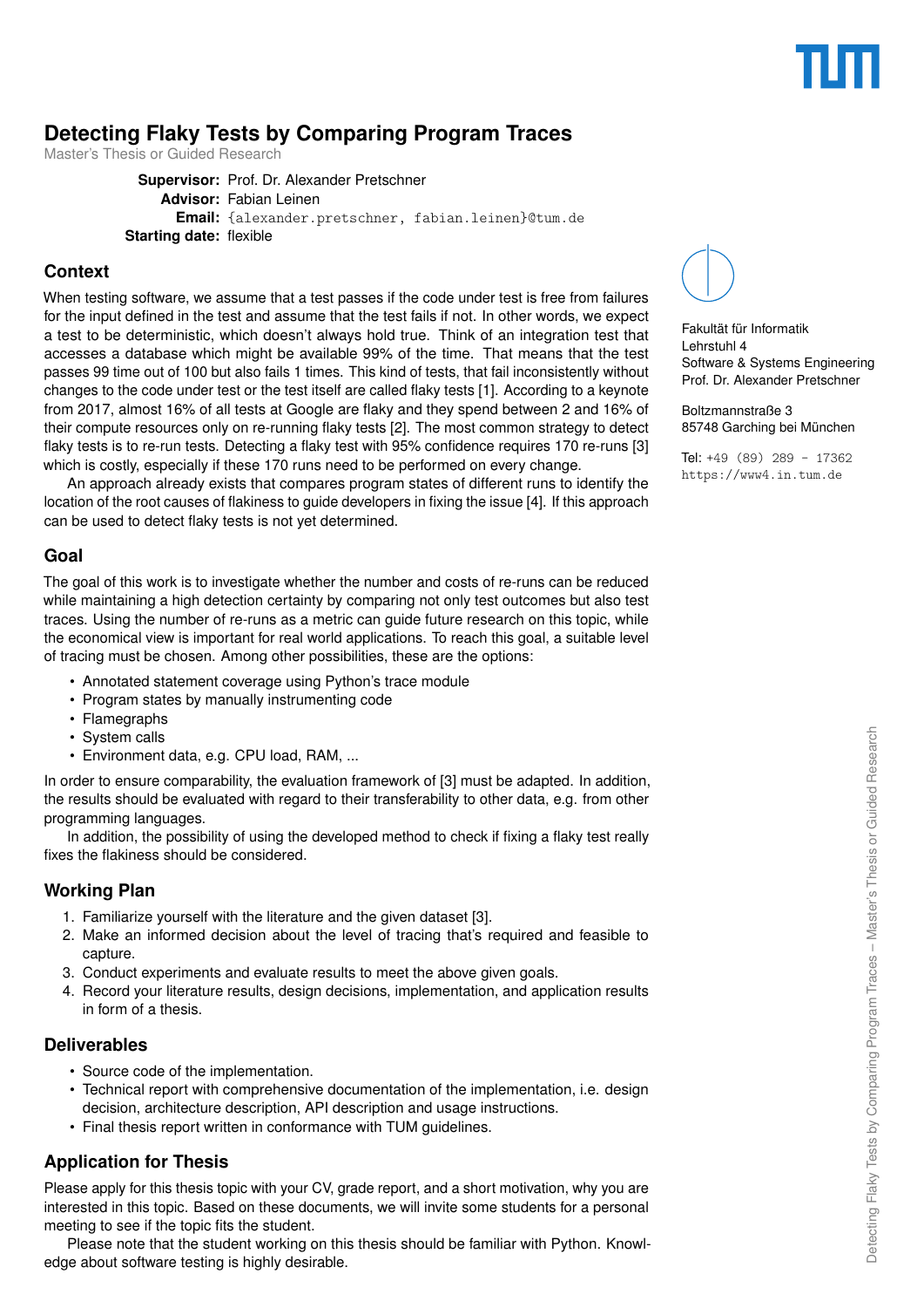# Detecting Flaky Tests by Comparing Program Traces

Master's Thesis or Guided Research

**Supervisor:** Prof. Dr. Alexander Pretschner
**Advisor:** Fabian Leinen
**Email:** {alexander.pretschner, fabian.leinen}@tum.de
**Starting date:** flexible

Fakultät für Informatik
Lehrstuhl 4
Software & Systems Engineering
Prof. Dr. Alexander Pretschner

Boltzmannstraße 3
85748 Garching bei München

Tel: +49 (89) 289 - 17362
https://www4.in.tum.de

## Context

When testing software, we assume that a test passes if the code under test is free from failures for the input defined in the test and assume that the test fails if not. In other words, we expect a test to be deterministic, which doesn't always hold true. Think of an integration test that accesses a database which might be available 99% of the time. That means that the test passes 99 time out of 100 but also fails 1 times. This kind of tests, that fail inconsistently without changes to the code under test or the test itself are called flaky tests [1]. According to a keynote from 2017, almost 16% of all tests at Google are flaky and they spend between 2 and 16% of their compute resources only on re-running flaky tests [2]. The most common strategy to detect flaky tests is to re-run tests. Detecting a flaky test with 95% confidence requires 170 re-runs [3] which is costly, especially if these 170 runs need to be performed on every change.

An approach already exists that compares program states of different runs to identify the location of the root causes of flakiness to guide developers in fixing the issue [4]. If this approach can be used to detect flaky tests is not yet determined.

## Goal

The goal of this work is to investigate whether the number and costs of re-runs can be reduced while maintaining a high detection certainty by comparing not only test outcomes but also test traces. Using the number of re-runs as a metric can guide future research on this topic, while the economical view is important for real world applications. To reach this goal, a suitable level of tracing must be chosen. Among other possibilities, these are the options:

- Annotated statement coverage using Python's trace module
- Program states by manually instrumenting code
- Flamegraphs
- System calls
- Environment data, e.g. CPU load, RAM, ...

In order to ensure comparability, the evaluation framework of [3] must be adapted. In addition, the results should be evaluated with regard to their transferability to other data, e.g. from other programming languages.

In addition, the possibility of using the developed method to check if fixing a flaky test really fixes the flakiness should be considered.

## Working Plan

1. Familiarize yourself with the literature and the given dataset [3].
2. Make an informed decision about the level of tracing that's required and feasible to capture.
3. Conduct experiments and evaluate results to meet the above given goals.
4. Record your literature results, design decisions, implementation, and application results in form of a thesis.

## Deliverables

- Source code of the implementation.
- Technical report with comprehensive documentation of the implementation, i.e. design decision, architecture description, API description and usage instructions.
- Final thesis report written in conformance with TUM guidelines.

## Application for Thesis

Please apply for this thesis topic with your CV, grade report, and a short motivation, why you are interested in this topic. Based on these documents, we will invite some students for a personal meeting to see if the topic fits the student.

Please note that the student working on this thesis should be familiar with Python. Knowledge about software testing is highly desirable.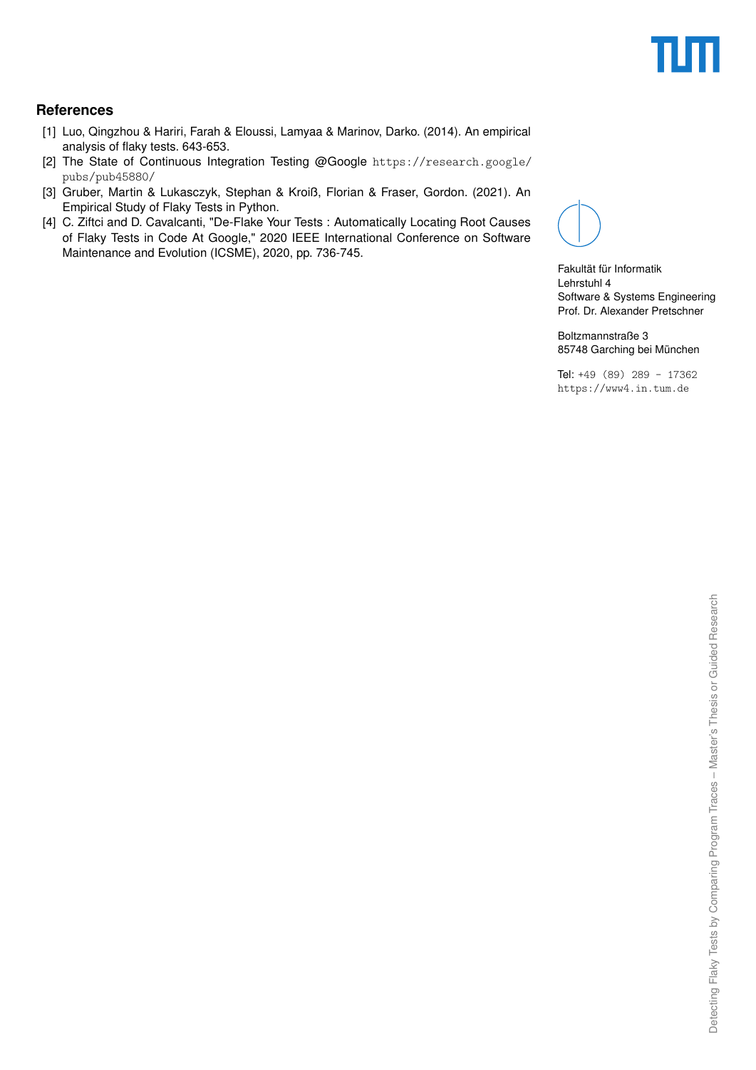## References

[1] Luo, Qingzhou & Hariri, Farah & Eloussi, Lamyaa & Marinov, Darko. (2014). An empirical analysis of flaky tests. 643-653.

[2] The State of Continuous Integration Testing @Google https://research.google/pubs/pub45880/

[3] Gruber, Martin & Lukasczyk, Stephan & Kroiß, Florian & Fraser, Gordon. (2021). An Empirical Study of Flaky Tests in Python.

[4] C. Ziftci and D. Cavalcanti, "De-Flake Your Tests : Automatically Locating Root Causes of Flaky Tests in Code At Google," 2020 IEEE International Conference on Software Maintenance and Evolution (ICSME), 2020, pp. 736-745.

Fakultät für Informatik
Lehrstuhl 4
Software & Systems Engineering
Prof. Dr. Alexander Pretschner

Boltzmannstraße 3
85748 Garching bei München

Tel: +49 (89) 289 - 17362
https://www4.in.tum.de